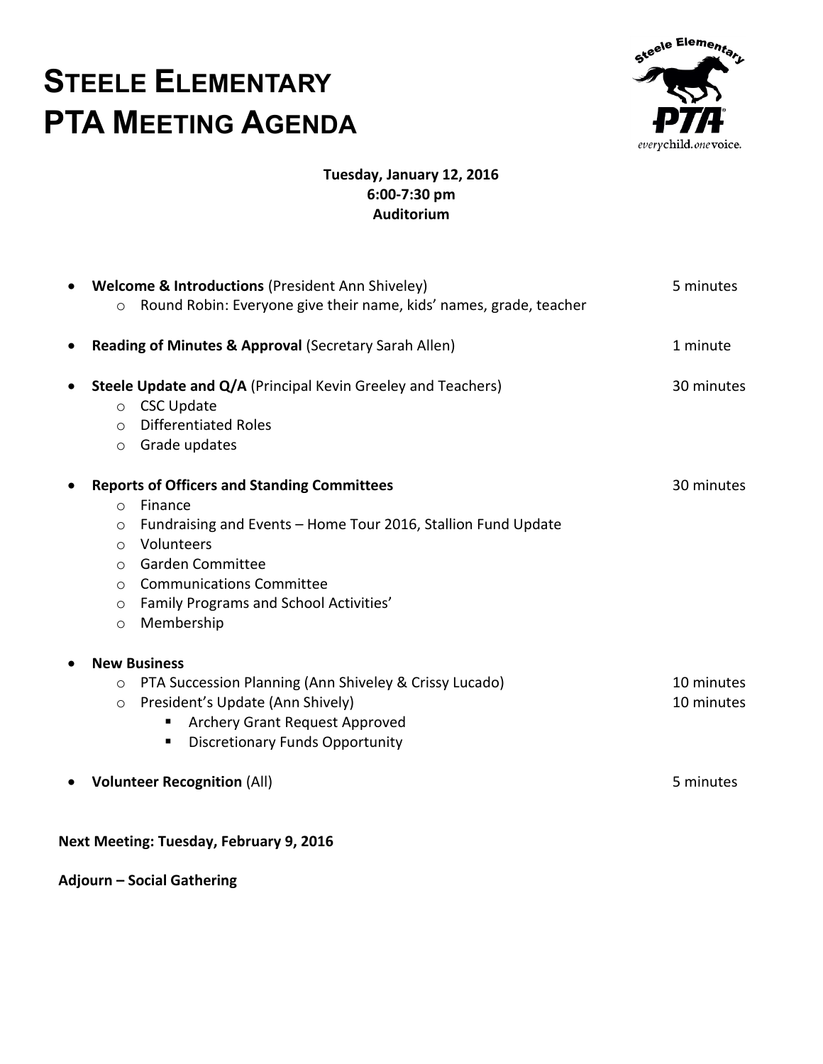# STEELE ELEMENTARY
# PTA MEETING AGENDA

**Tuesday, January 12, 2016**
**6:00-7:30 pm**
**Auditorium**

- **Welcome & Introductions** (President Ann Shiveley) — 5 minutes
  - Round Robin: Everyone give their name, kids' names, grade, teacher
- **Reading of Minutes & Approval** (Secretary Sarah Allen) — 1 minute
- **Steele Update and Q/A** (Principal Kevin Greeley and Teachers) — 30 minutes
  - CSC Update
  - Differentiated Roles
  - Grade updates
- **Reports of Officers and Standing Committees** — 30 minutes
  - Finance
  - Fundraising and Events – Home Tour 2016, Stallion Fund Update
  - Volunteers
  - Garden Committee
  - Communications Committee
  - Family Programs and School Activities'
  - Membership
- **New Business**
  - PTA Succession Planning (Ann Shiveley & Crissy Lucado) — 10 minutes
  - President's Update (Ann Shively) — 10 minutes
    - Archery Grant Request Approved
    - Discretionary Funds Opportunity
- **Volunteer Recognition** (All) — 5 minutes

**Next Meeting: Tuesday, February 9, 2016**

**Adjourn – Social Gathering**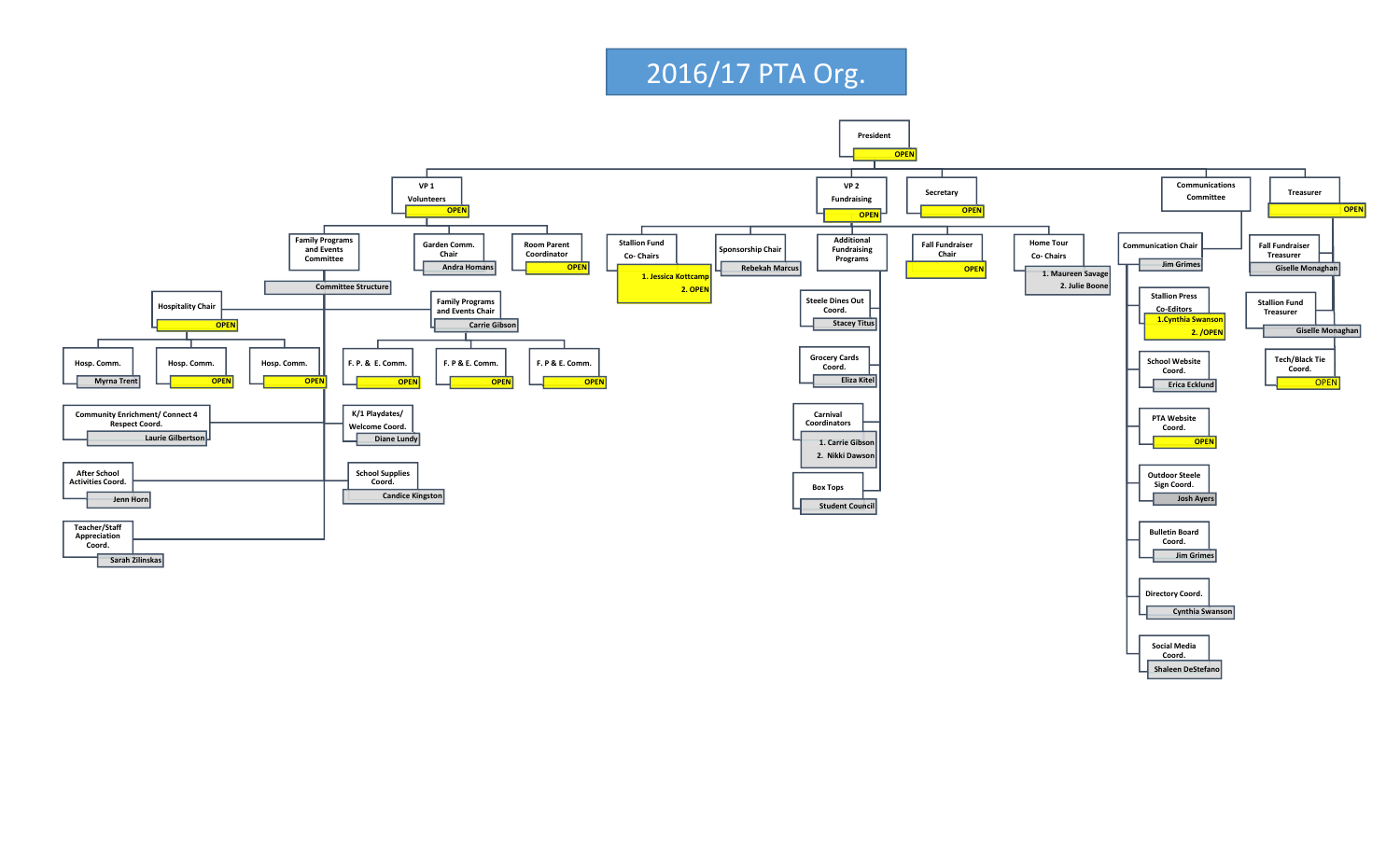# 2016/17 PTA Org.

- **President** — OPEN
  - **VP 1 Volunteers** — OPEN
    - **Family Programs and Events Committee**
      - Committee Structure
        - **Hospitality Chair** — OPEN
          - Hosp. Comm. — Myrna Trent
          - Hosp. Comm. — OPEN
          - Hosp. Comm. — OPEN
        - **Family Programs and Events Chair** — Carrie Gibson
          - F. P. & E. Comm. — OPEN
          - F. P & E. Comm. — OPEN
          - F. P & E. Comm. — OPEN
        - Community Enrichment/ Connect 4 Respect Coord. — Laurie Gilbertson
        - After School Activities Coord. — Jenn Horn
        - Teacher/Staff Appreciation Coord. — Sarah Zilinskas
        - K/1 Playdates/ Welcome Coord. — Diane Lundy
        - School Supplies Coord. — Candice Kingston
    - **Garden Comm. Chair** — Andra Homans
    - **Room Parent Coordinator** — OPEN
  - **VP 2 Fundraising** — OPEN
    - **Stallion Fund Co- Chairs** — 1. Jessica Kottcamp, 2. OPEN
    - **Sponsorship Chair** — Rebekah Marcus
    - **Additional Fundraising Programs**
      - Steele Dines Out Coord. — Stacey Titus
      - Grocery Cards Coord. — Eliza Kitel
      - Carnival Coordinators — 1. Carrie Gibson, 2. Nikki Dawson
      - Box Tops — Student Council
    - **Fall Fundraiser Chair** — OPEN
    - **Home Tour Co- Chairs** — 1. Maureen Savage, 2. Julie Boone
  - **Secretary** — OPEN
  - **Communications Committee**
    - **Communication Chair** — Jim Grimes
      - Stallion Press Co-Editors — 1.Cynthia Swanson, 2. /OPEN
      - School Website Coord. — Erica Ecklund
      - PTA Website Coord. — OPEN
      - Outdoor Steele Sign Coord. — Josh Ayers
      - Bulletin Board Coord. — Jim Grimes
      - Directory Coord. — Cynthia Swanson
      - Social Media Coord. — Shaleen DeStefano
  - **Treasurer** — OPEN
    - Fall Fundraiser Treasurer — Giselle Monaghan
    - Stallion Fund Treasurer — Giselle Monaghan
    - Tech/Black Tie Coord. — OPEN